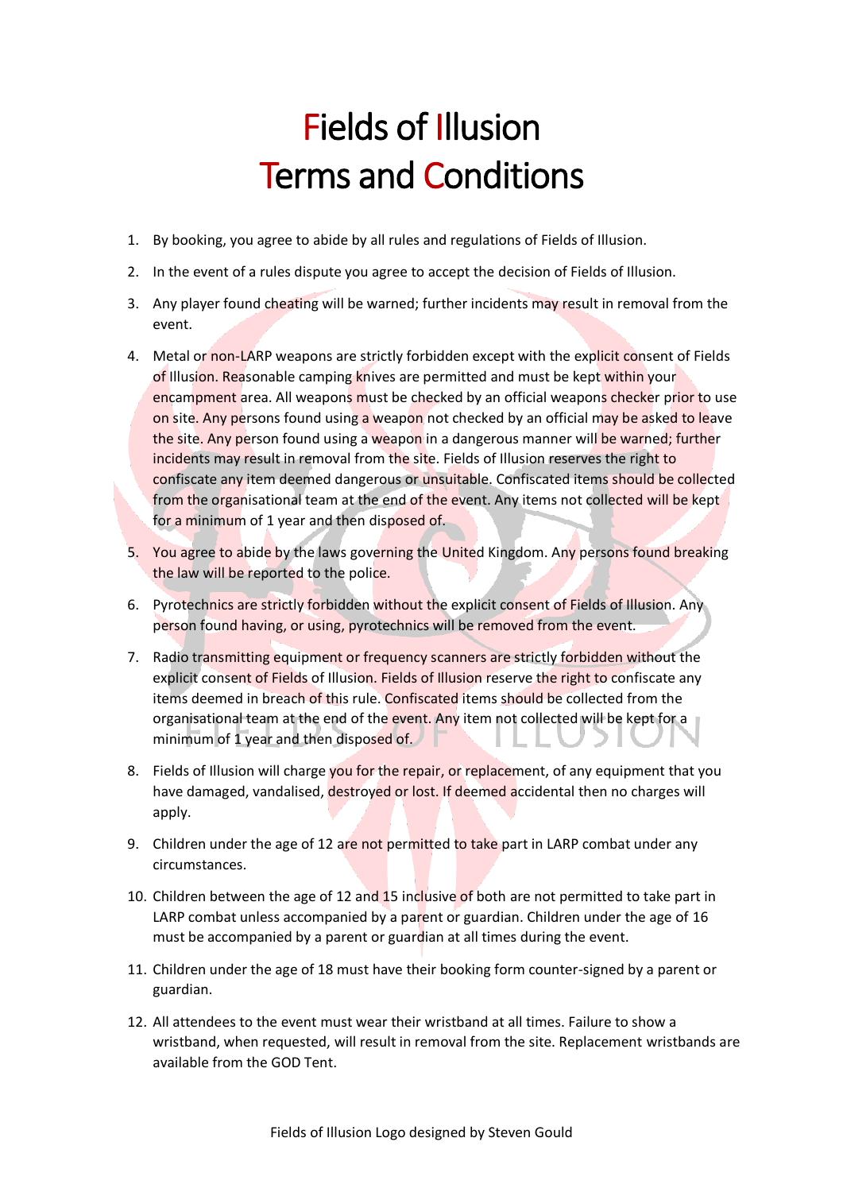# Fields of Illusion
# Terms and Conditions

1. By booking, you agree to abide by all rules and regulations of Fields of Illusion.
2. In the event of a rules dispute you agree to accept the decision of Fields of Illusion.
3. Any player found cheating will be warned; further incidents may result in removal from the event.
4. Metal or non-LARP weapons are strictly forbidden except with the explicit consent of Fields of Illusion. Reasonable camping knives are permitted and must be kept within your encampment area. All weapons must be checked by an official weapons checker prior to use on site. Any persons found using a weapon not checked by an official may be asked to leave the site. Any person found using a weapon in a dangerous manner will be warned; further incidents may result in removal from the site. Fields of Illusion reserves the right to confiscate any item deemed dangerous or unsuitable. Confiscated items should be collected from the organisational team at the end of the event. Any items not collected will be kept for a minimum of 1 year and then disposed of.
5. You agree to abide by the laws governing the United Kingdom. Any persons found breaking the law will be reported to the police.
6. Pyrotechnics are strictly forbidden without the explicit consent of Fields of Illusion. Any person found having, or using, pyrotechnics will be removed from the event.
7. Radio transmitting equipment or frequency scanners are strictly forbidden without the explicit consent of Fields of Illusion. Fields of Illusion reserve the right to confiscate any items deemed in breach of this rule. Confiscated items should be collected from the organisational team at the end of the event. Any item not collected will be kept for a minimum of 1 year and then disposed of.
8. Fields of Illusion will charge you for the repair, or replacement, of any equipment that you have damaged, vandalised, destroyed or lost. If deemed accidental then no charges will apply.
9. Children under the age of 12 are not permitted to take part in LARP combat under any circumstances.
10. Children between the age of 12 and 15 inclusive of both are not permitted to take part in LARP combat unless accompanied by a parent or guardian. Children under the age of 16 must be accompanied by a parent or guardian at all times during the event.
11. Children under the age of 18 must have their booking form counter-signed by a parent or guardian.
12. All attendees to the event must wear their wristband at all times. Failure to show a wristband, when requested, will result in removal from the site. Replacement wristbands are available from the GOD Tent.

Fields of Illusion Logo designed by Steven Gould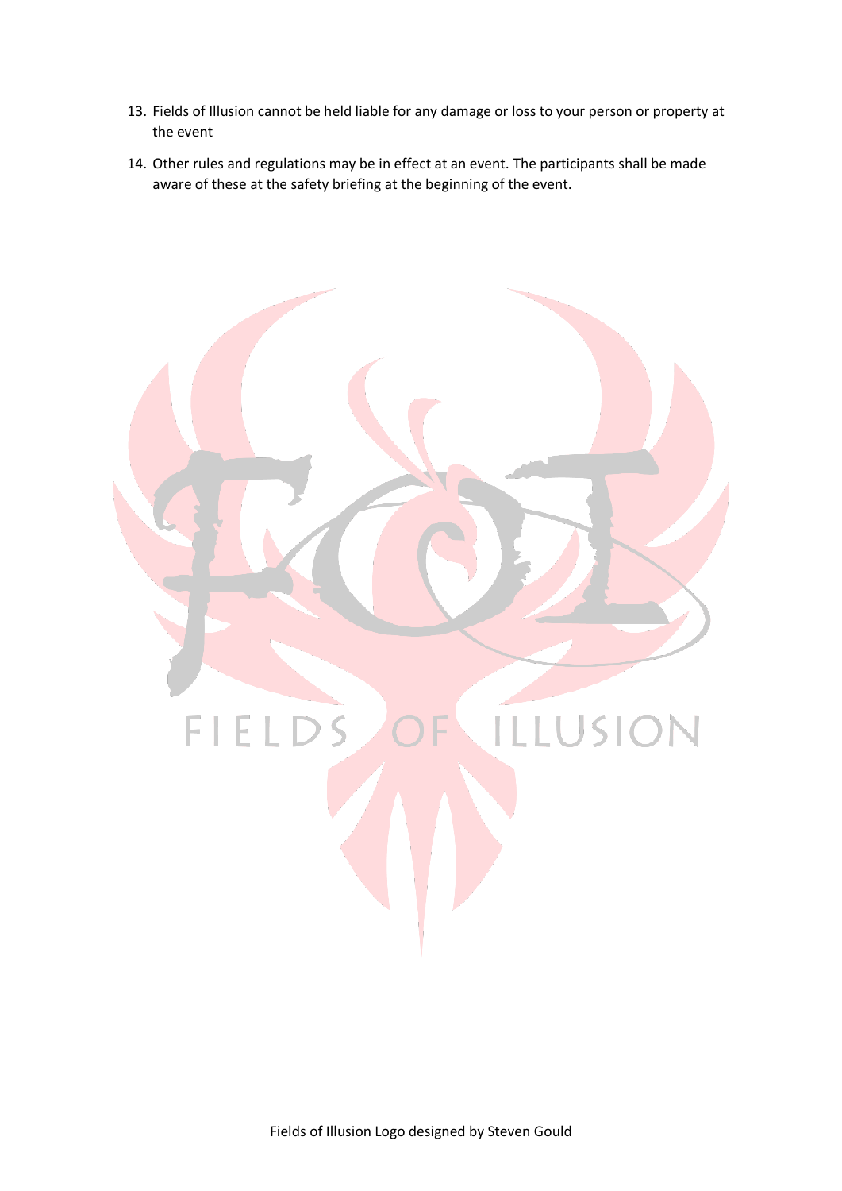13. Fields of Illusion cannot be held liable for any damage or loss to your person or property at the event
14. Other rules and regulations may be in effect at an event. The participants shall be made aware of these at the safety briefing at the beginning of the event.

FIELDS OF ILLUSION

Fields of Illusion Logo designed by Steven Gould